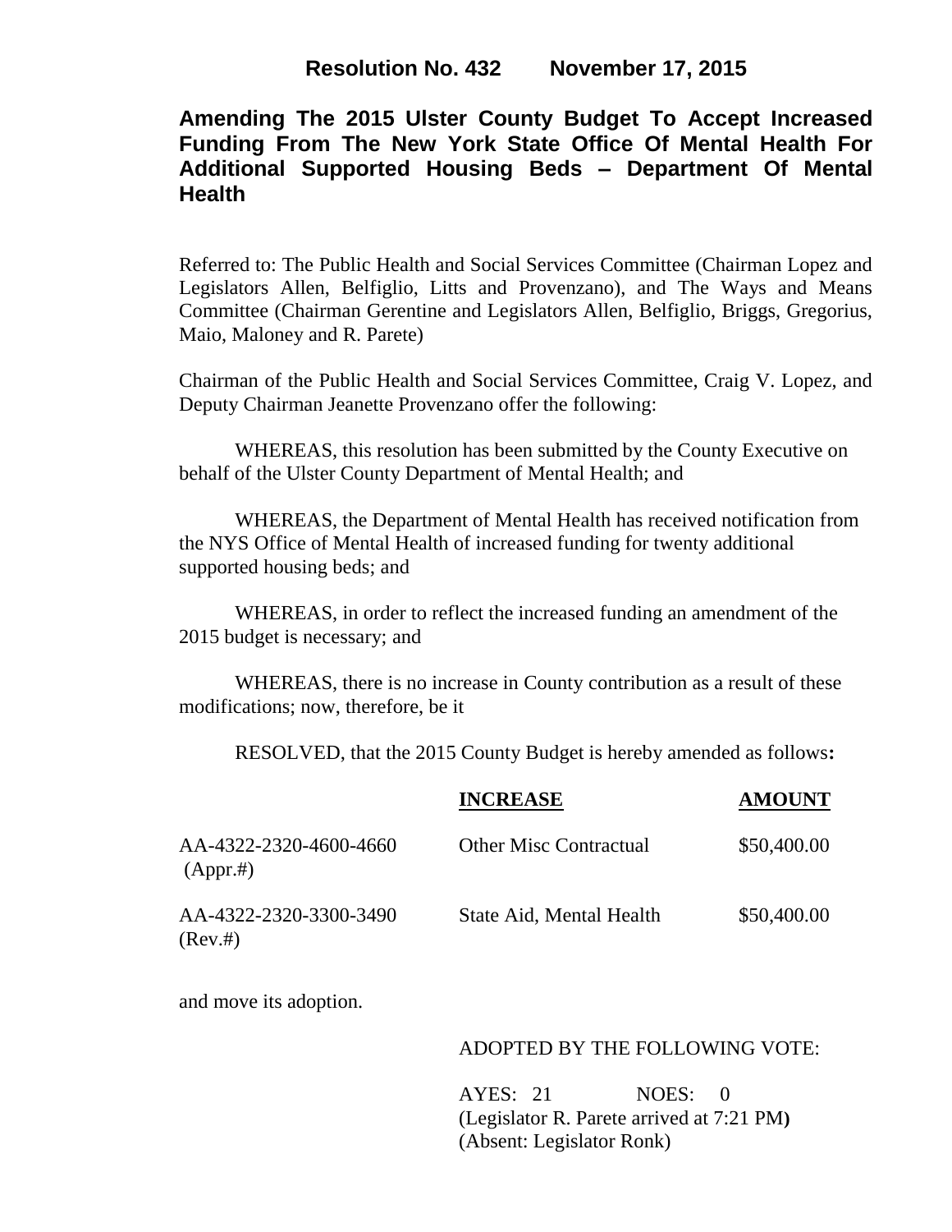**Resolution No. 432 November 17, 2015**

# Amending The 2015 Ulster County Budget To Accept Increased Funding From The New York State Office Of Mental Health For Additional Supported Housing Beds – Department Of Mental Health

Referred to: The Public Health and Social Services Committee (Chairman Lopez and Legislators Allen, Belfiglio, Litts and Provenzano), and The Ways and Means Committee (Chairman Gerentine and Legislators Allen, Belfiglio, Briggs, Gregorius, Maio, Maloney and R. Parete)

Chairman of the Public Health and Social Services Committee, Craig V. Lopez, and Deputy Chairman Jeanette Provenzano offer the following:

WHEREAS, this resolution has been submitted by the County Executive on behalf of the Ulster County Department of Mental Health; and

WHEREAS, the Department of Mental Health has received notification from the NYS Office of Mental Health of increased funding for twenty additional supported housing beds; and

WHEREAS, in order to reflect the increased funding an amendment of the 2015 budget is necessary; and

WHEREAS, there is no increase in County contribution as a result of these modifications; now, therefore, be it

RESOLVED, that the 2015 County Budget is hereby amended as follows**:**

| | INCREASE | AMOUNT |
|---|---|---|
| AA-4322-2320-4600-4660 (Appr.#) | Other Misc Contractual | \$50,400.00 |
| AA-4322-2320-3300-3490 (Rev.#) | State Aid, Mental Health | \$50,400.00 |

and move its adoption.

ADOPTED BY THE FOLLOWING VOTE:

AYES: 21 NOES: 0
(Legislator R. Parete arrived at 7:21 PM**)**
(Absent: Legislator Ronk)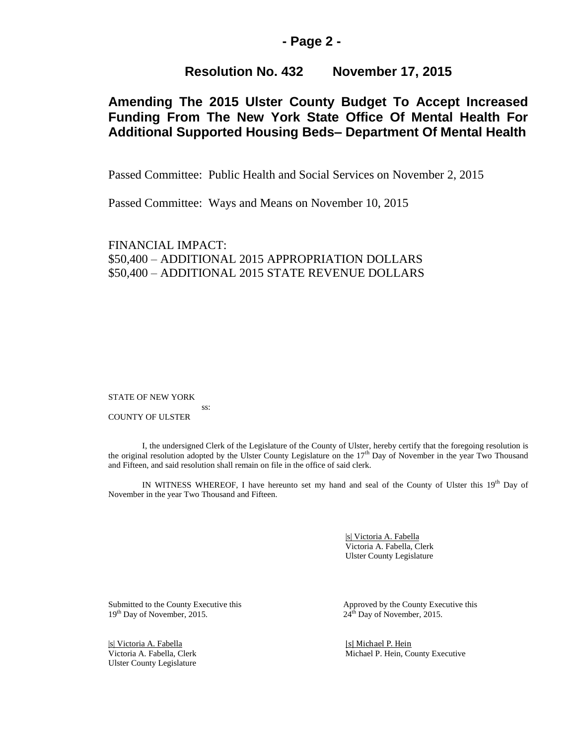## Resolution No. 432 November 17, 2015

## Amending The 2015 Ulster County Budget To Accept Increased Funding From The New York State Office Of Mental Health For Additional Supported Housing Beds– Department Of Mental Health

Passed Committee: Public Health and Social Services on November 2, 2015

Passed Committee: Ways and Means on November 10, 2015

FINANCIAL IMPACT:
$50,400 – ADDITIONAL 2015 APPROPRIATION DOLLARS
$50,400 – ADDITIONAL 2015 STATE REVENUE DOLLARS

STATE OF NEW YORK
ss:
COUNTY OF ULSTER

I, the undersigned Clerk of the Legislature of the County of Ulster, hereby certify that the foregoing resolution is the original resolution adopted by the Ulster County Legislature on the 17th Day of November in the year Two Thousand and Fifteen, and said resolution shall remain on file in the office of said clerk.

IN WITNESS WHEREOF, I have hereunto set my hand and seal of the County of Ulster this 19th Day of November in the year Two Thousand and Fifteen.

|s| Victoria A. Fabella
Victoria A. Fabella, Clerk
Ulster County Legislature

Submitted to the County Executive this
19th Day of November, 2015.

|s| Victoria A. Fabella
Victoria A. Fabella, Clerk
Ulster County Legislature

Approved by the County Executive this
24th Day of November, 2015.

|s| Michael P. Hein
Michael P. Hein, County Executive